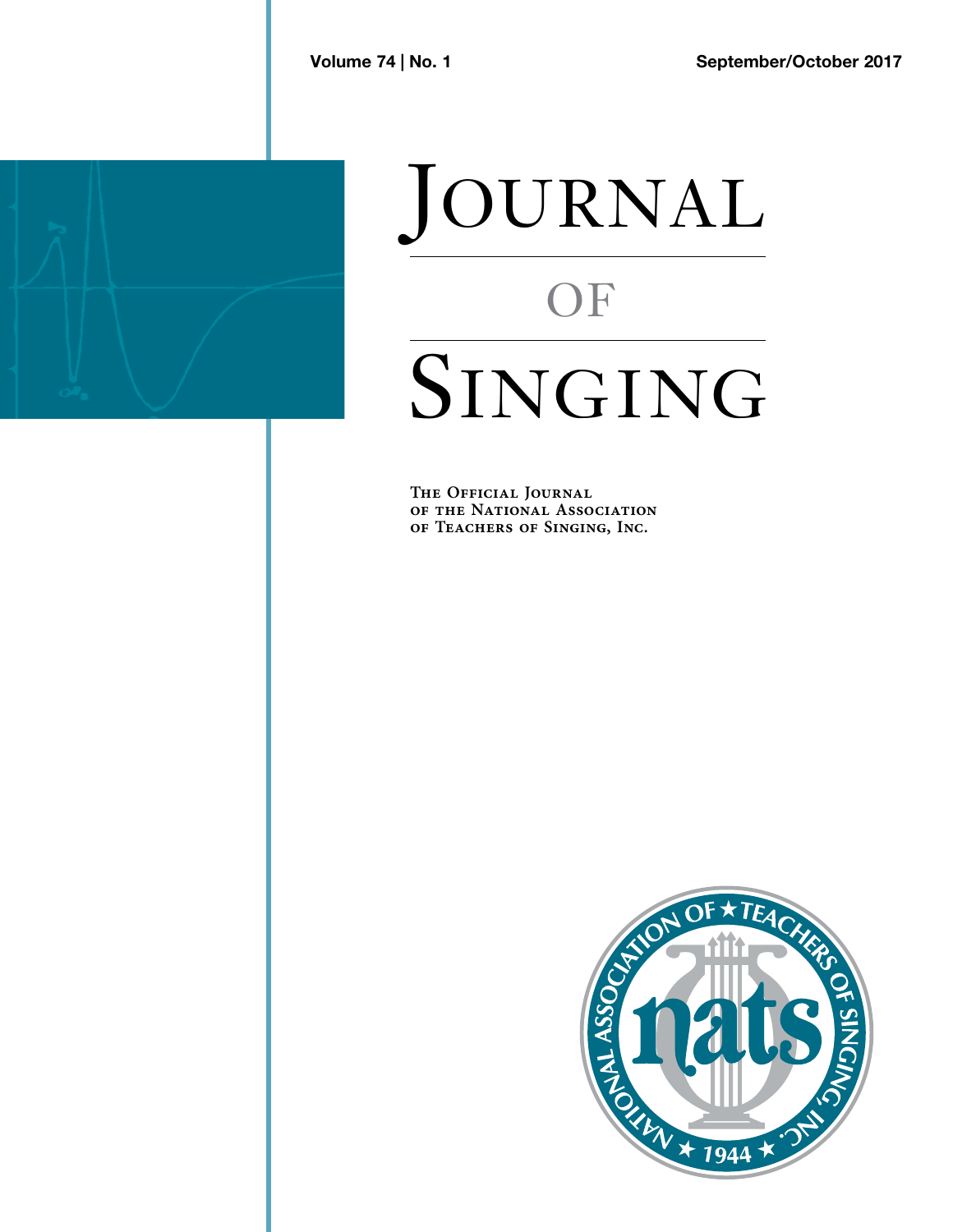Volume 74 | No. 1

September/October 2017

# Journal of Singing

The Official Journal of the National Association of Teachers of Singing, Inc.

National Association of Teachers of Singing, Inc.

nats

1944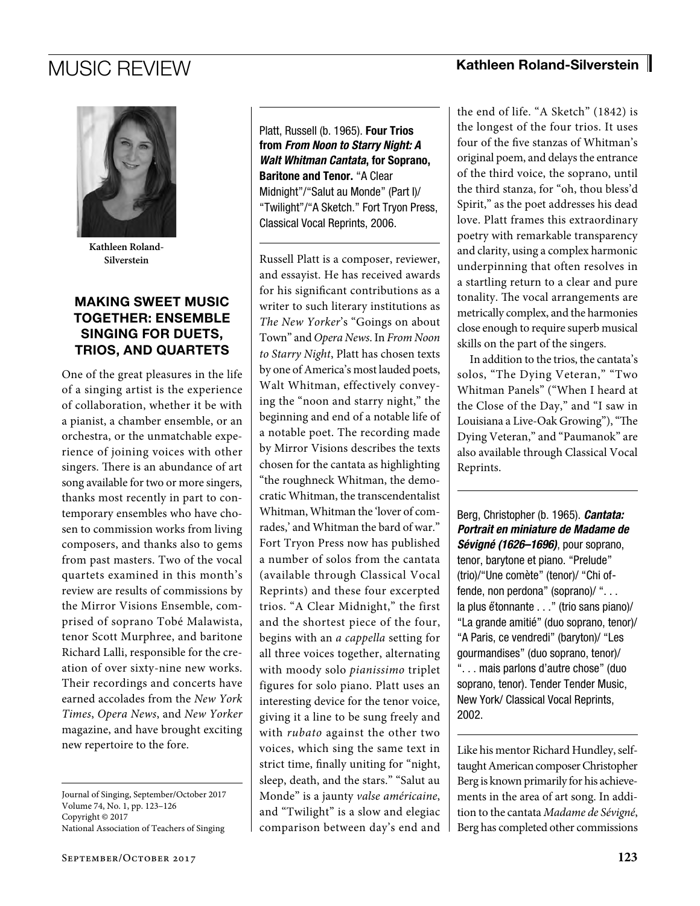# MUSIC REVIEW

Kathleen Roland-Silverstein

## MAKING SWEET MUSIC TOGETHER: ENSEMBLE SINGING FOR DUETS, TRIOS, AND QUARTETS

One of the great pleasures in the life of a singing artist is the experience of collaboration, whether it be with a pianist, a chamber ensemble, or an orchestra, or the unmatchable experience of joining voices with other singers. There is an abundance of art song available for two or more singers, thanks most recently in part to contemporary ensembles who have chosen to commission works from living composers, and thanks also to gems from past masters. Two of the vocal quartets examined in this month's review are results of commissions by the Mirror Visions Ensemble, comprised of soprano Tobé Malawista, tenor Scott Murphree, and baritone Richard Lalli, responsible for the creation of over sixty-nine new works. Their recordings and concerts have earned accolades from the *New York Times*, *Opera News*, and *New Yorker* magazine, and have brought exciting new repertoire to the fore.

Journal of Singing, September/October 2017
Volume 74, No. 1, pp. 123–126
Copyright © 2017
National Association of Teachers of Singing

---

Platt, Russell (b. 1965). **Four Trios from *From Noon to Starry Night: A Walt Whitman Cantata*, for Soprano, Baritone and Tenor.** "A Clear Midnight"/"Salut au Monde" (Part I)/ "Twilight"/"A Sketch." Fort Tryon Press, Classical Vocal Reprints, 2006.

---

Russell Platt is a composer, reviewer, and essayist. He has received awards for his significant contributions as a writer to such literary institutions as *The New Yorker*'s "Goings on about Town" and *Opera News*. In *From Noon to Starry Night*, Platt has chosen texts by one of America's most lauded poets, Walt Whitman, effectively conveying the "noon and starry night," the beginning and end of a notable life of a notable poet. The recording made by Mirror Visions describes the texts chosen for the cantata as highlighting "the roughneck Whitman, the democratic Whitman, the transcendentalist Whitman, Whitman the 'lover of comrades,' and Whitman the bard of war." Fort Tryon Press now has published a number of solos from the cantata (available through Classical Vocal Reprints) and these four excerpted trios. "A Clear Midnight," the first and the shortest piece of the four, begins with an *a cappella* setting for all three voices together, alternating with moody solo *pianissimo* triplet figures for solo piano. Platt uses an interesting device for the tenor voice, giving it a line to be sung freely and with *rubato* against the other two voices, which sing the same text in strict time, finally uniting for "night, sleep, death, and the stars." "Salut au Monde" is a jaunty *valse américaine*, and "Twilight" is a slow and elegiac comparison between day's end and the end of life. "A Sketch" (1842) is the longest of the four trios. It uses four of the five stanzas of Whitman's original poem, and delays the entrance of the third voice, the soprano, until the third stanza, for "oh, thou bless'd Spirit," as the poet addresses his dead love. Platt frames this extraordinary poetry with remarkable transparency and clarity, using a complex harmonic underpinning that often resolves in a startling return to a clear and pure tonality. The vocal arrangements are metrically complex, and the harmonies close enough to require superb musical skills on the part of the singers.

In addition to the trios, the cantata's solos, "The Dying Veteran," "Two Whitman Panels" ("When I heard at the Close of the Day," and "I saw in Louisiana a Live-Oak Growing"), "The Dying Veteran," and "Paumanok" are also available through Classical Vocal Reprints.

---

Berg, Christopher (b. 1965). ***Cantata: Portrait en miniature de Madame de Sévigné (1626–1696)***, pour soprano, tenor, barytone et piano. "Prelude" (trio)/"Une comète" (tenor)/ "Chi offende, non perdona" (soprano)/ ". . . la plus étonnante . . ." (trio sans piano)/ "La grande amitié" (duo soprano, tenor)/ "A Paris, ce vendredi" (baryton)/ "Les gourmandises" (duo soprano, tenor)/ ". . . mais parlons d'autre chose" (duo soprano, tenor). Tender Tender Music, New York/ Classical Vocal Reprints, 2002.

---

Like his mentor Richard Hundley, self-taught American composer Christopher Berg is known primarily for his achievements in the area of art song. In addition to the cantata *Madame de Sévigné*, Berg has completed other commissions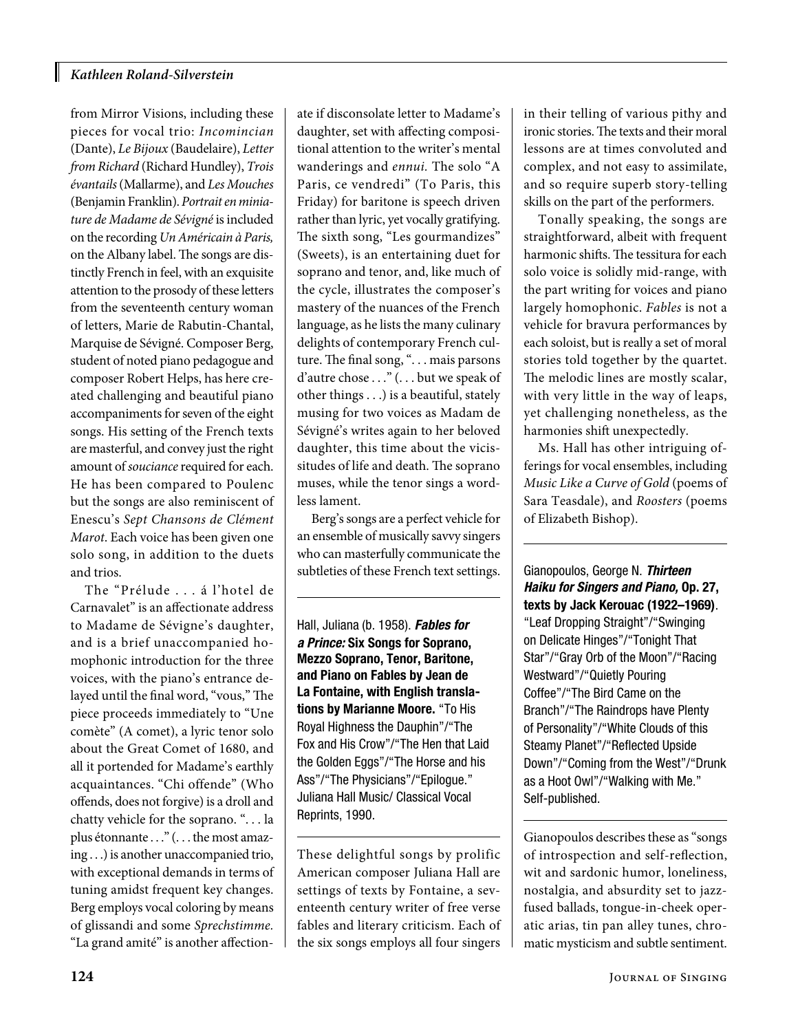from Mirror Visions, including these pieces for vocal trio: *Incominciar* (Dante), *Le Bijoux* (Baudelaire), *Letter from Richard* (Richard Hundley), *Trois évantails* (Mallarme), and *Les Mouches* (Benjamin Franklin). *Portrait en miniature de Madame de Sévigné* is included on the recording *Un Américain à Paris,* on the Albany label. The songs are distinctly French in feel, with an exquisite attention to the prosody of these letters from the seventeenth century woman of letters, Marie de Rabutin-Chantal, Marquise de Sévigné. Composer Berg, student of noted piano pedagogue and composer Robert Helps, has here created challenging and beautiful piano accompaniments for seven of the eight songs. His setting of the French texts are masterful, and convey just the right amount of *souciance* required for each. He has been compared to Poulenc but the songs are also reminiscent of Enescu's *Sept Chansons de Clément Marot.* Each voice has been given one solo song, in addition to the duets and trios.

The "Prélude . . . á l'hotel de Carnavalet" is an affectionate address to Madame de Sévigne's daughter, and is a brief unaccompanied homophonic introduction for the three voices, with the piano's entrance delayed until the final word, "vous," The piece proceeds immediately to "Une comète" (A comet), a lyric tenor solo about the Great Comet of 1680, and all it portended for Madame's earthly acquaintances. "Chi offende" (Who offends, does not forgive) is a droll and chatty vehicle for the soprano. ". . . la plus étonnante . . ." (. . . the most amazing . . .) is another unaccompanied trio, with exceptional demands in terms of tuning amidst frequent key changes. Berg employs vocal coloring by means of glissandi and some *Sprechstimme.* "La grand amité" is another affectionate if disconsolate letter to Madame's daughter, set with affecting compositional attention to the writer's mental wanderings and *ennui.* The solo "A Paris, ce vendredi" (To Paris, this Friday) for baritone is speech driven rather than lyric, yet vocally gratifying. The sixth song, "Les gourmandizes" (Sweets), is an entertaining duet for soprano and tenor, and, like much of the cycle, illustrates the composer's mastery of the nuances of the French language, as he lists the many culinary delights of contemporary French culture. The final song, ". . . mais parsons d'autre chose . . ." (. . . but we speak of other things . . .) is a beautiful, stately musing for two voices as Madam de Sévigné's writes again to her beloved daughter, this time about the vicissitudes of life and death. The soprano muses, while the tenor sings a wordless lament.

Berg's songs are a perfect vehicle for an ensemble of musically savvy singers who can masterfully communicate the subtleties of these French text settings.

---

Hall, Juliana (b. 1958). ***Fables for a Prince:* Six Songs for Soprano, Mezzo Soprano, Tenor, Baritone, and Piano on Fables by Jean de La Fontaine, with English translations by Marianne Moore.** "To His Royal Highness the Dauphin"/"The Fox and His Crow"/"The Hen that Laid the Golden Eggs"/"The Horse and his Ass"/"The Physicians"/"Epilogue." Juliana Hall Music/ Classical Vocal Reprints, 1990.

---

These delightful songs by prolific American composer Juliana Hall are settings of texts by Fontaine, a seventeenth century writer of free verse fables and literary criticism. Each of the six songs employs all four singers in their telling of various pithy and ironic stories. The texts and their moral lessons are at times convoluted and complex, and not easy to assimilate, and so require superb story-telling skills on the part of the performers.

Tonally speaking, the songs are straightforward, albeit with frequent harmonic shifts. The tessitura for each solo voice is solidly mid-range, with the part writing for voices and piano largely homophonic. *Fables* is not a vehicle for bravura performances by each soloist, but is really a set of moral stories told together by the quartet. The melodic lines are mostly scalar, with very little in the way of leaps, yet challenging nonetheless, as the harmonies shift unexpectedly.

Ms. Hall has other intriguing offerings for vocal ensembles, including *Music Like a Curve of Gold* (poems of Sara Teasdale), and *Roosters* (poems of Elizabeth Bishop).

---

Gianopoulos, George N. ***Thirteen Haiku for Singers and Piano,* Op. 27, texts by Jack Kerouac (1922–1969)**. "Leaf Dropping Straight"/"Swinging on Delicate Hinges"/"Tonight That Star"/"Gray Orb of the Moon"/"Racing Westward"/"Quietly Pouring Coffee"/"The Bird Came on the Branch"/"The Raindrops have Plenty of Personality"/"White Clouds of this Steamy Planet"/"Reflected Upside Down"/"Coming from the West"/"Drunk as a Hoot Owl"/"Walking with Me." Self-published.

---

Gianopoulos describes these as "songs of introspection and self-reflection, wit and sardonic humor, loneliness, nostalgia, and absurdity set to jazz-fused ballads, tongue-in-cheek operatic arias, tin pan alley tunes, chromatic mysticism and subtle sentiment.